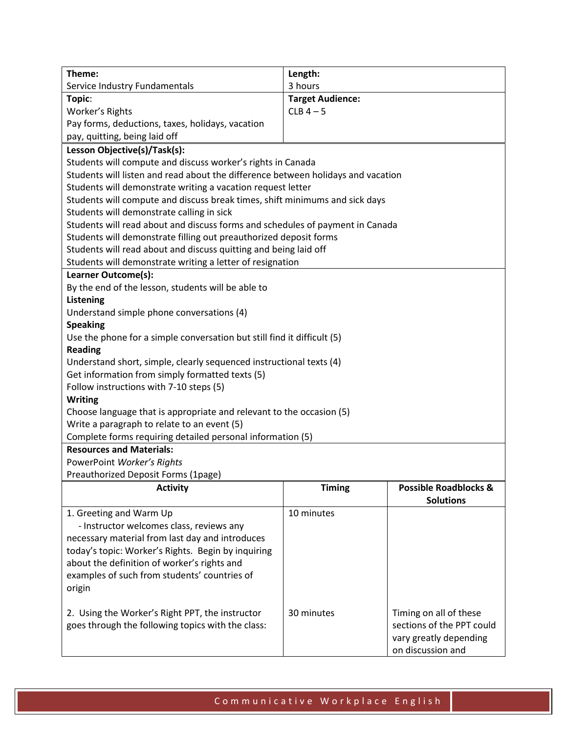| | |
|---|---|
| **Theme:**<br>Service Industry Fundamentals | **Length:**<br>3 hours |
| **Topic**:<br>Worker's Rights<br>Pay forms, deductions, taxes, holidays, vacation pay, quitting, being laid off | **Target Audience:**<br>CLB 4 – 5 |

**Lesson Objective(s)/Task(s):**

Students will compute and discuss worker's rights in Canada
Students will listen and read about the difference between holidays and vacation
Students will demonstrate writing a vacation request letter
Students will compute and discuss break times, shift minimums and sick days
Students will demonstrate calling in sick
Students will read about and discuss forms and schedules of payment in Canada
Students will demonstrate filling out preauthorized deposit forms
Students will read about and discuss quitting and being laid off
Students will demonstrate writing a letter of resignation

**Learner Outcome(s):**

By the end of the lesson, students will be able to

**Listening**

Understand simple phone conversations (4)

**Speaking**

Use the phone for a simple conversation but still find it difficult (5)

**Reading**

Understand short, simple, clearly sequenced instructional texts (4)
Get information from simply formatted texts (5)
Follow instructions with 7-10 steps (5)

**Writing**

Choose language that is appropriate and relevant to the occasion (5)
Write a paragraph to relate to an event (5)
Complete forms requiring detailed personal information (5)

**Resources and Materials:**

PowerPoint *Worker's Rights*
Preauthorized Deposit Forms (1page)

| Activity | Timing | Possible Roadblocks & Solutions |
|---|---|---|
| 1. Greeting and Warm Up<br>- Instructor welcomes class, reviews any necessary material from last day and introduces today's topic: Worker's Rights. Begin by inquiring about the definition of worker's rights and examples of such from students' countries of origin | 10 minutes | |
| 2. Using the Worker's Right PPT, the instructor goes through the following topics with the class: | 30 minutes | Timing on all of these sections of the PPT could vary greatly depending on discussion and |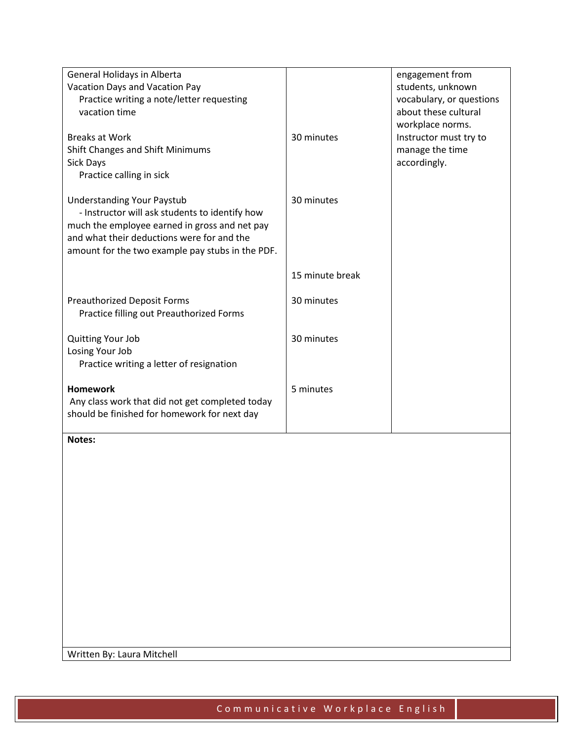| | | |
|---|---|---|
| General Holidays in Alberta<br>Vacation Days and Vacation Pay<br>Practice writing a note/letter requesting vacation time | | engagement from students, unknown vocabulary, or questions about these cultural workplace norms. Instructor must try to manage the time accordingly. |
| Breaks at Work<br>Shift Changes and Shift Minimums<br>Sick Days<br>Practice calling in sick | 30 minutes | |
| Understanding Your Paystub<br>- Instructor will ask students to identify how much the employee earned in gross and net pay and what their deductions were for and the amount for the two example pay stubs in the PDF. | 30 minutes | |
| | 15 minute break | |
| Preauthorized Deposit Forms<br>Practice filling out Preauthorized Forms | 30 minutes | |
| Quitting Your Job<br>Losing Your Job<br>Practice writing a letter of resignation | 30 minutes | |
| **Homework**<br>Any class work that did not get completed today should be finished for homework for next day | 5 minutes | |

**Notes:**

Written By: Laura Mitchell

Communicative Workplace English